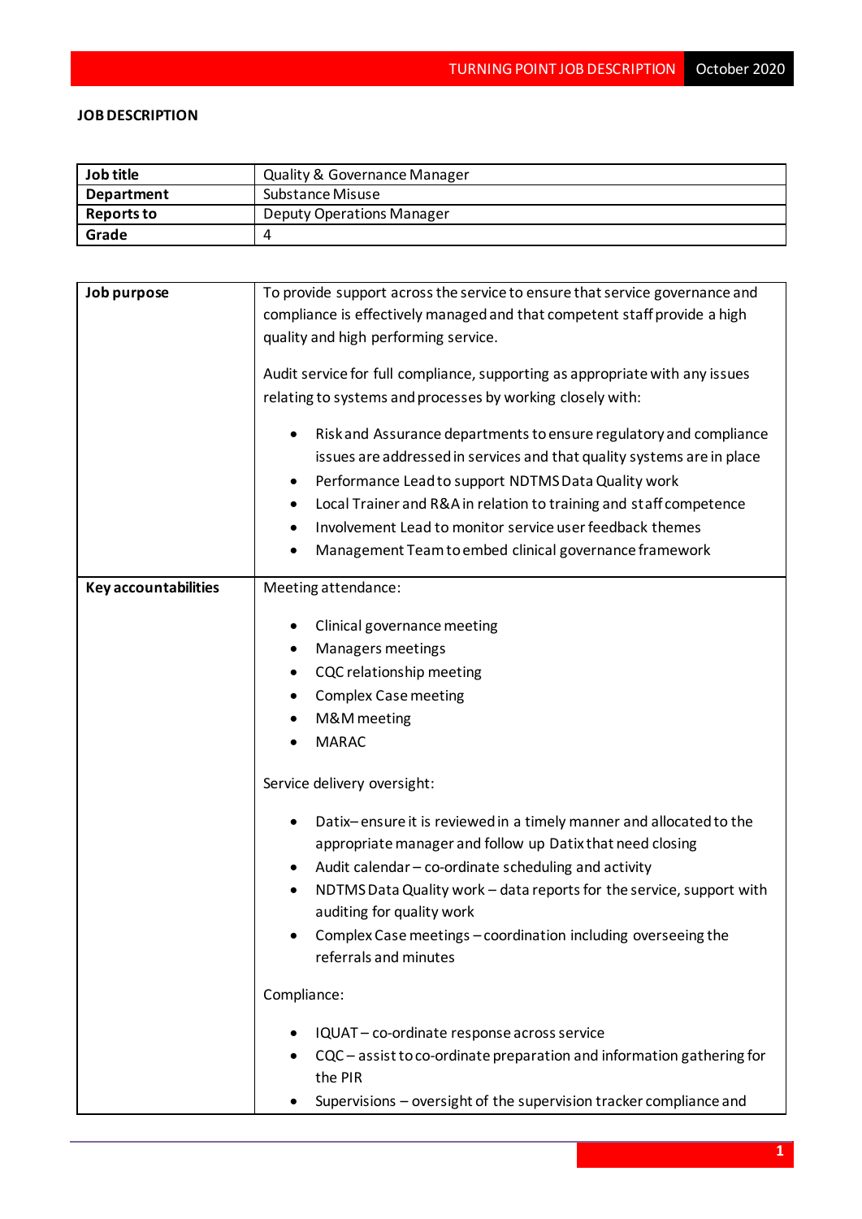**JOB DESCRIPTION**

| **Job title** | Quality & Governance Manager |
|---|---|
| **Department** | Substance Misuse |
| **Reports to** | Deputy Operations Manager |
| **Grade** | 4 |

| **Job purpose** | To provide support across the service to ensure that service governance and compliance is effectively managed and that competent staff provide a high quality and high performing service.<br><br>Audit service for full compliance, supporting as appropriate with any issues relating to systems and processes by working closely with:<br><ul><li>Risk and Assurance departments to ensure regulatory and compliance issues are addressed in services and that quality systems are in place</li><li>Performance Lead to support NDTMS Data Quality work</li><li>Local Trainer and R&A in relation to training and staff competence</li><li>Involvement Lead to monitor service user feedback themes</li><li>Management Team to embed clinical governance framework</li></ul> |
|---|---|
| **Key accountabilities** | Meeting attendance:<br><ul><li>Clinical governance meeting</li><li>Managers meetings</li><li>CQC relationship meeting</li><li>Complex Case meeting</li><li>M&M meeting</li><li>MARAC</li></ul>Service delivery oversight:<br><ul><li>Datix– ensure it is reviewed in a timely manner and allocated to the appropriate manager and follow up Datix that need closing</li><li>Audit calendar – co-ordinate scheduling and activity</li><li>NDTMS Data Quality work – data reports for the service, support with auditing for quality work</li><li>Complex Case meetings – coordination including overseeing the referrals and minutes</li></ul>Compliance:<br><ul><li>IQUAT – co-ordinate response across service</li><li>CQC – assist to co-ordinate preparation and information gathering for the PIR</li><li>Supervisions – oversight of the supervision tracker compliance and</li></ul> |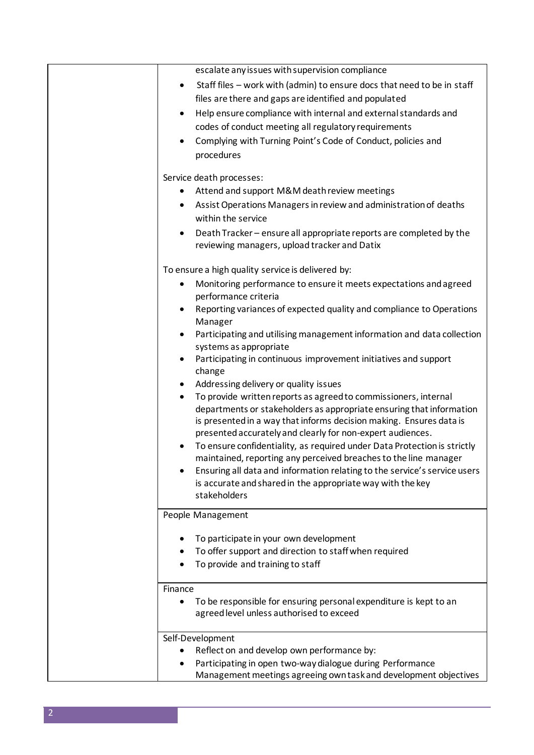| | |
|---|---|
| | escalate any issues with supervision compliance<br>• Staff files – work with (admin) to ensure docs that need to be in staff files are there and gaps are identified and populated<br>• Help ensure compliance with internal and external standards and codes of conduct meeting all regulatory requirements<br>• Complying with Turning Point's Code of Conduct, policies and procedures<br><br>Service death processes:<br>• Attend and support M&M death review meetings<br>• Assist Operations Managers in review and administration of deaths within the service<br>• Death Tracker – ensure all appropriate reports are completed by the reviewing managers, upload tracker and Datix<br><br>To ensure a high quality service is delivered by:<br>• Monitoring performance to ensure it meets expectations and agreed performance criteria<br>• Reporting variances of expected quality and compliance to Operations Manager<br>• Participating and utilising management information and data collection systems as appropriate<br>• Participating in continuous improvement initiatives and support change<br>• Addressing delivery or quality issues<br>• To provide written reports as agreed to commissioners, internal departments or stakeholders as appropriate ensuring that information is presented in a way that informs decision making. Ensures data is presented accurately and clearly for non-expert audiences.<br>• To ensure confidentiality, as required under Data Protection is strictly maintained, reporting any perceived breaches to the line manager<br>• Ensuring all data and information relating to the service's service users is accurate and shared in the appropriate way with the key stakeholders |
| | People Management<br><br>• To participate in your own development<br>• To offer support and direction to staff when required<br>• To provide and training to staff |
| | Finance<br>• To be responsible for ensuring personal expenditure is kept to an agreed level unless authorised to exceed |
| | Self-Development<br>• Reflect on and develop own performance by:<br>• Participating in open two-way dialogue during Performance Management meetings agreeing own task and development objectives |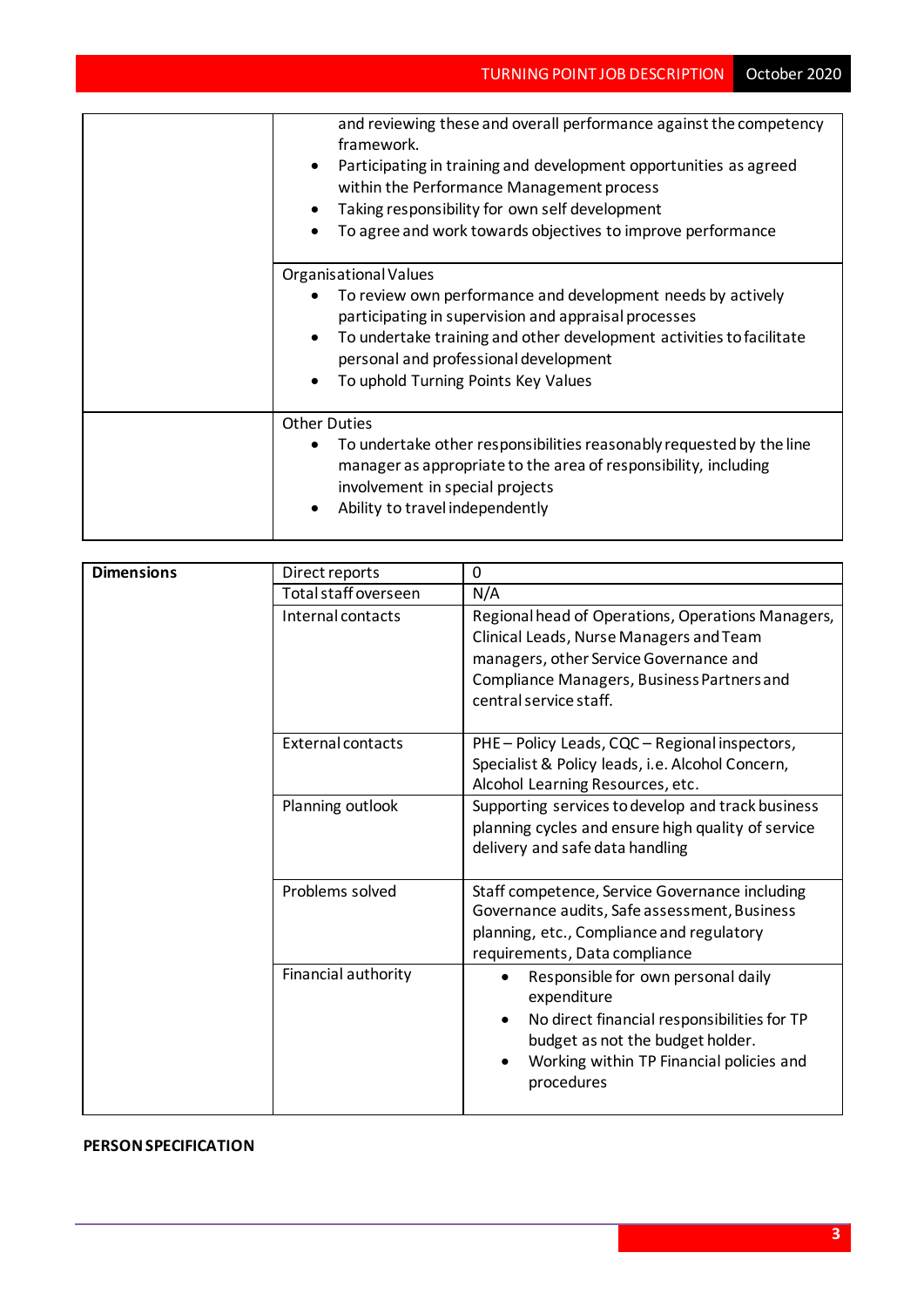| | |
|---|---|
| | and reviewing these and overall performance against the competency framework.<br>• Participating in training and development opportunities as agreed within the Performance Management process<br>• Taking responsibility for own self development<br>• To agree and work towards objectives to improve performance |
| | Organisational Values<br>• To review own performance and development needs by actively participating in supervision and appraisal processes<br>• To undertake training and other development activities to facilitate personal and professional development<br>• To uphold Turning Points Key Values |
| | Other Duties<br>• To undertake other responsibilities reasonably requested by the line manager as appropriate to the area of responsibility, including involvement in special projects<br>• Ability to travel independently |

| **Dimensions** | Direct reports | 0 |
|---|---|---|
| | Total staff overseen | N/A |
| | Internal contacts | Regional head of Operations, Operations Managers, Clinical Leads, Nurse Managers and Team managers, other Service Governance and Compliance Managers, Business Partners and central service staff. |
| | External contacts | PHE – Policy Leads, CQC – Regional inspectors, Specialist & Policy leads, i.e. Alcohol Concern, Alcohol Learning Resources, etc. |
| | Planning outlook | Supporting services to develop and track business planning cycles and ensure high quality of service delivery and safe data handling |
| | Problems solved | Staff competence, Service Governance including Governance audits, Safe assessment, Business planning, etc., Compliance and regulatory requirements, Data compliance |
| | Financial authority | • Responsible for own personal daily expenditure<br>• No direct financial responsibilities for TP budget as not the budget holder.<br>• Working within TP Financial policies and procedures |

**PERSON SPECIFICATION**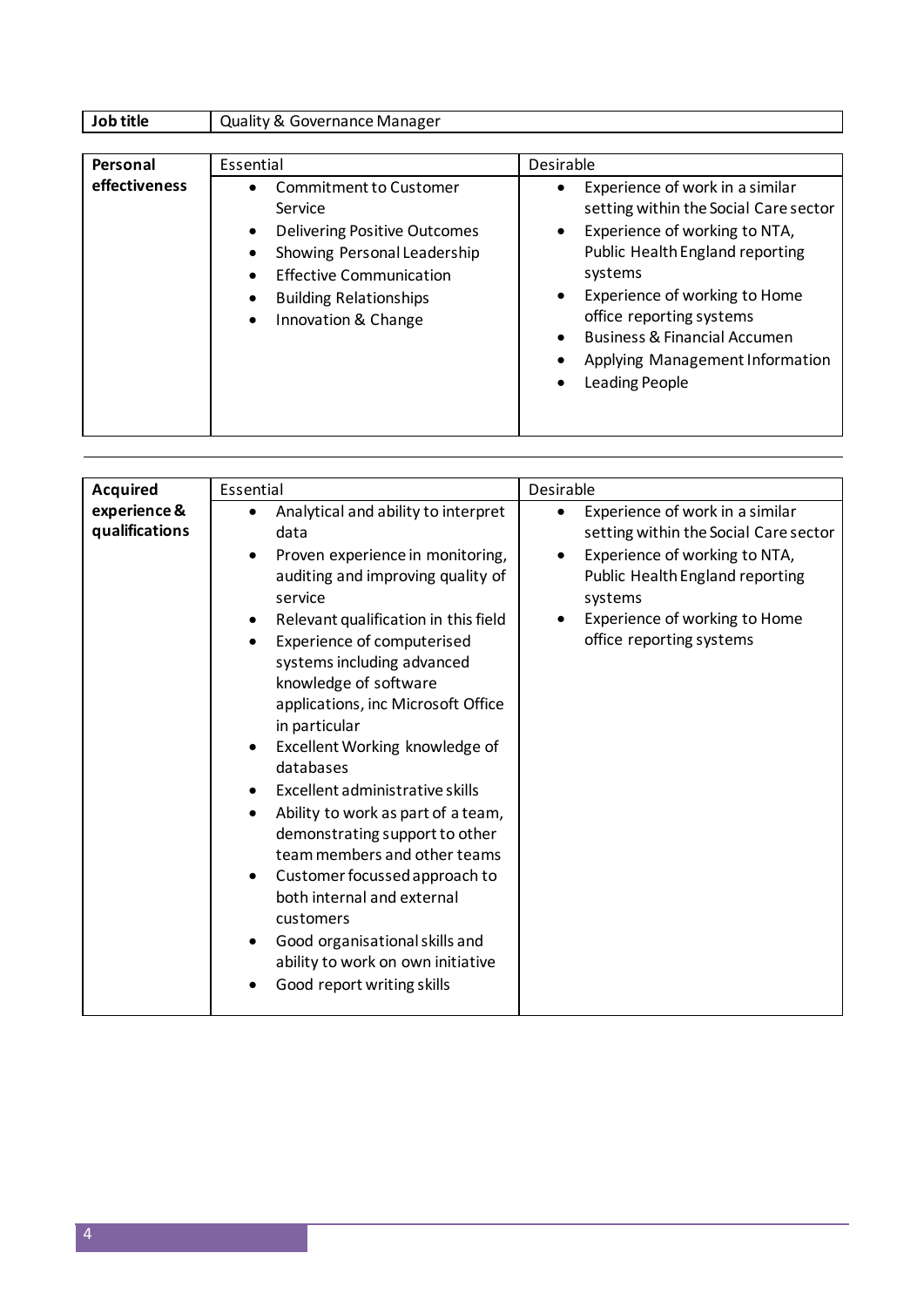| **Job title** | Quality & Governance Manager |
|---|---|

| **Personal effectiveness** | Essential | Desirable |
|---|---|---|
| | <ul><li>Commitment to Customer Service</li><li>Delivering Positive Outcomes</li><li>Showing Personal Leadership</li><li>Effective Communication</li><li>Building Relationships</li><li>Innovation & Change</li></ul> | <ul><li>Experience of work in a similar setting within the Social Care sector</li><li>Experience of working to NTA, Public Health England reporting systems</li><li>Experience of working to Home office reporting systems</li><li>Business & Financial Accumen</li><li>Applying Management Information</li><li>Leading People</li></ul> |

| **Acquired experience & qualifications** | Essential | Desirable |
|---|---|---|
| | <ul><li>Analytical and ability to interpret data</li><li>Proven experience in monitoring, auditing and improving quality of service</li><li>Relevant qualification in this field</li><li>Experience of computerised systems including advanced knowledge of software applications, inc Microsoft Office in particular</li><li>Excellent Working knowledge of databases</li><li>Excellent administrative skills</li><li>Ability to work as part of a team, demonstrating support to other team members and other teams</li><li>Customer focussed approach to both internal and external customers</li><li>Good organisational skills and ability to work on own initiative</li><li>Good report writing skills</li></ul> | <ul><li>Experience of work in a similar setting within the Social Care sector</li><li>Experience of working to NTA, Public Health England reporting systems</li><li>Experience of working to Home office reporting systems</li></ul> |